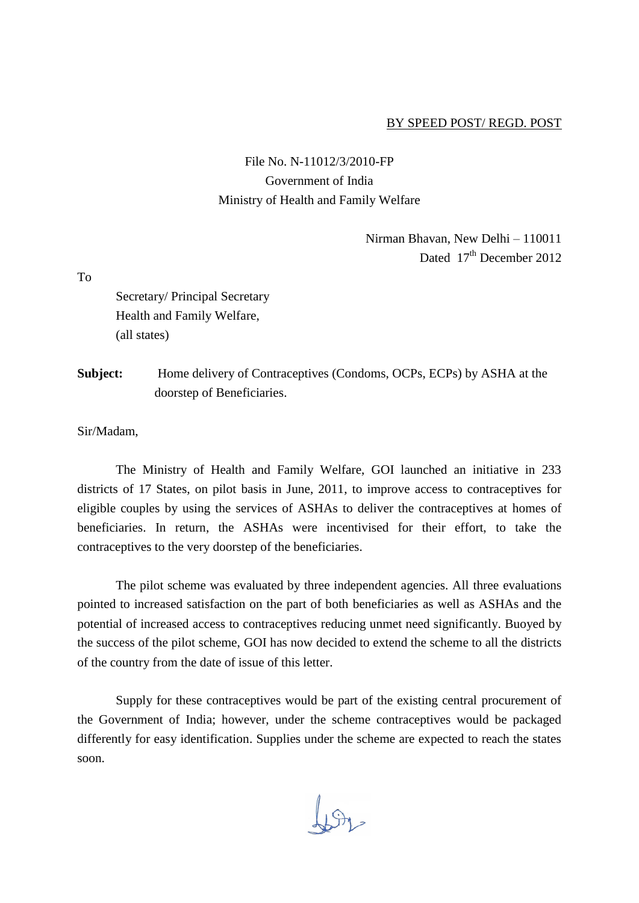BY SPEED POST/ REGD. POST

File No. N-11012/3/2010-FP
Government of India
Ministry of Health and Family Welfare

Nirman Bhavan, New Delhi – 110011
Dated 17th December 2012

To

Secretary/ Principal Secretary
Health and Family Welfare,
(all states)

**Subject:** Home delivery of Contraceptives (Condoms, OCPs, ECPs) by ASHA at the doorstep of Beneficiaries.

Sir/Madam,

The Ministry of Health and Family Welfare, GOI launched an initiative in 233 districts of 17 States, on pilot basis in June, 2011, to improve access to contraceptives for eligible couples by using the services of ASHAs to deliver the contraceptives at homes of beneficiaries. In return, the ASHAs were incentivised for their effort, to take the contraceptives to the very doorstep of the beneficiaries.

The pilot scheme was evaluated by three independent agencies. All three evaluations pointed to increased satisfaction on the part of both beneficiaries as well as ASHAs and the potential of increased access to contraceptives reducing unmet need significantly. Buoyed by the success of the pilot scheme, GOI has now decided to extend the scheme to all the districts of the country from the date of issue of this letter.

Supply for these contraceptives would be part of the existing central procurement of the Government of India; however, under the scheme contraceptives would be packaged differently for easy identification. Supplies under the scheme are expected to reach the states soon.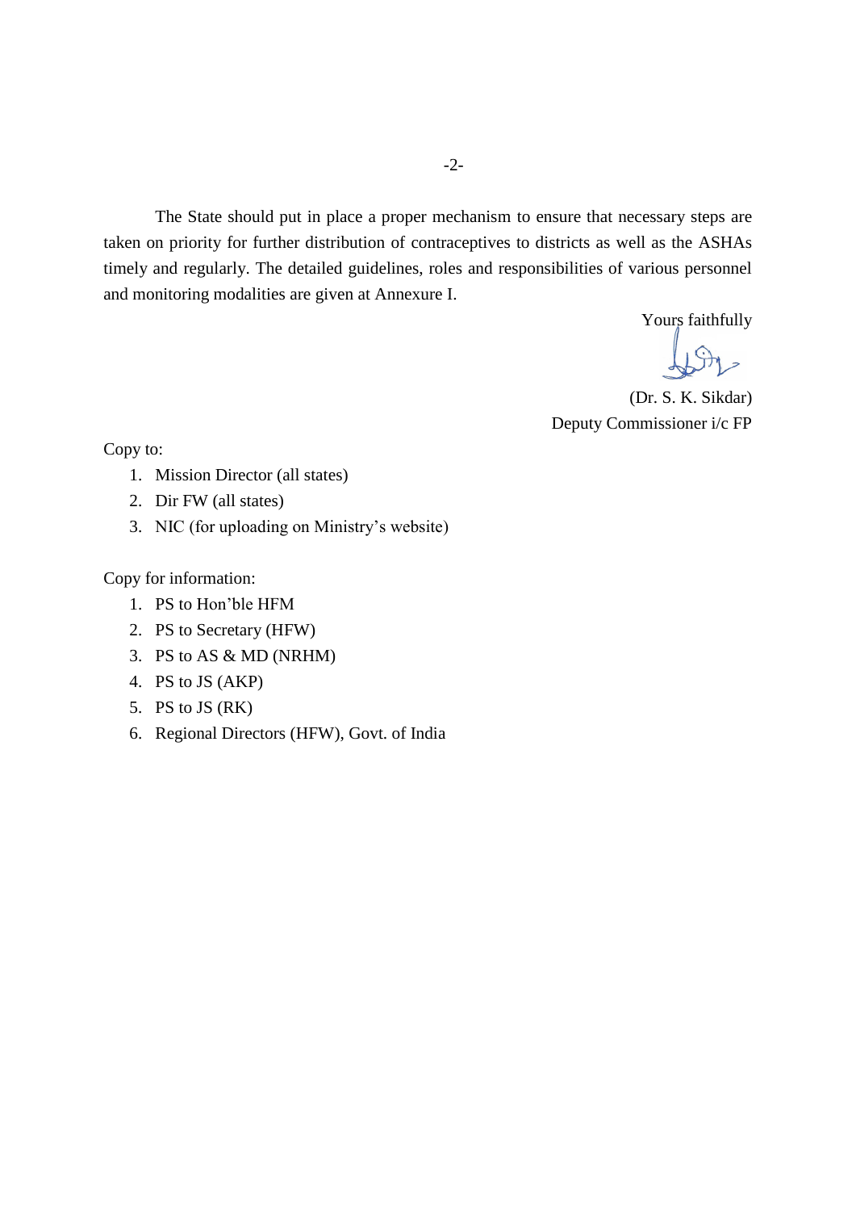The State should put in place a proper mechanism to ensure that necessary steps are taken on priority for further distribution of contraceptives to districts as well as the ASHAs timely and regularly. The detailed guidelines, roles and responsibilities of various personnel and monitoring modalities are given at Annexure I.

Yours faithfully

(Dr. S. K. Sikdar)
Deputy Commissioner i/c FP

Copy to:

1. Mission Director (all states)
2. Dir FW (all states)
3. NIC (for uploading on Ministry's website)

Copy for information:

1. PS to Hon'ble HFM
2. PS to Secretary (HFW)
3. PS to AS & MD (NRHM)
4. PS to JS (AKP)
5. PS to JS (RK)
6. Regional Directors (HFW), Govt. of India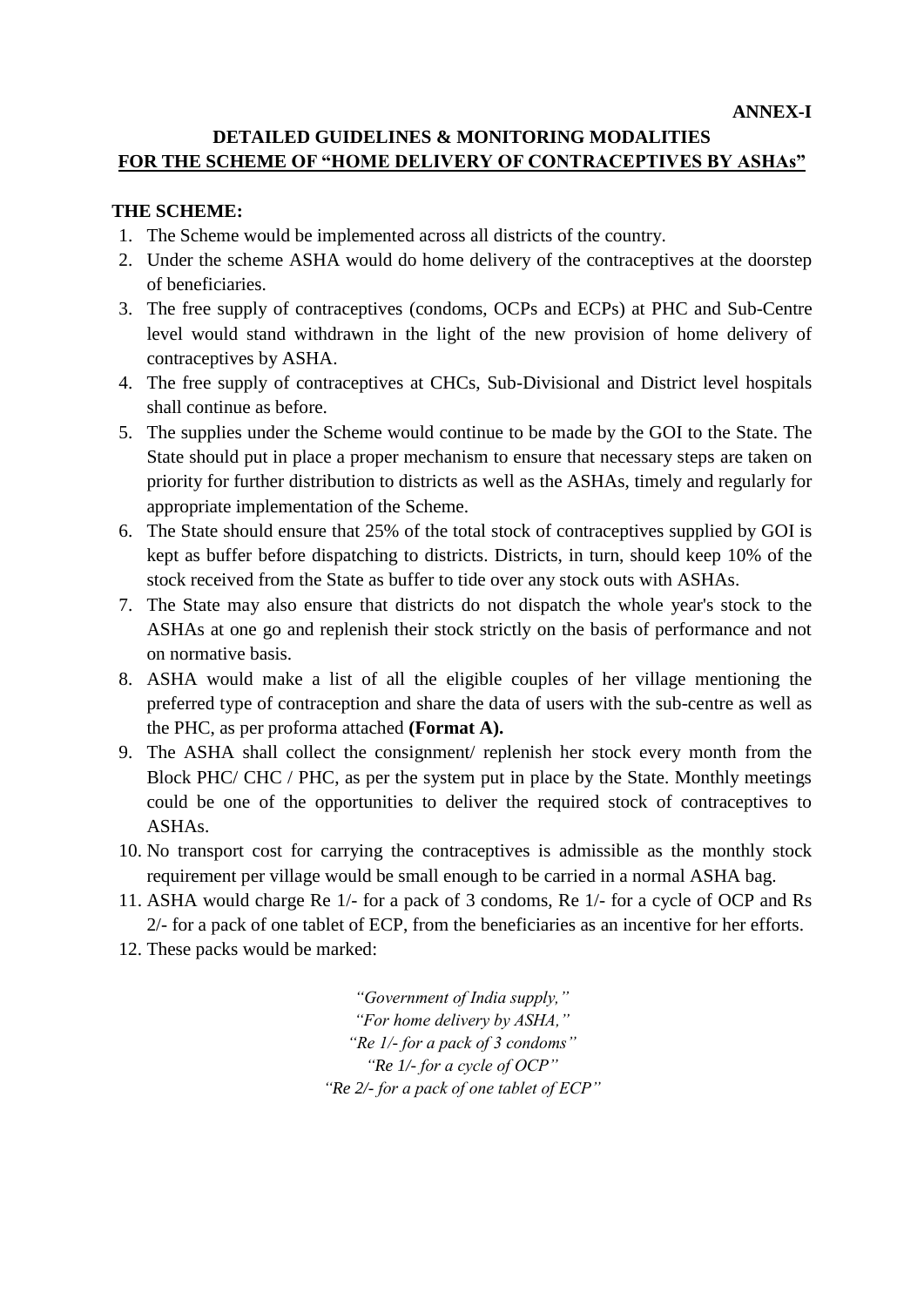**ANNEX-I**

## DETAILED GUIDELINES & MONITORING MODALITIES

## FOR THE SCHEME OF "HOME DELIVERY OF CONTRACEPTIVES BY ASHAs"

### THE SCHEME:

1. The Scheme would be implemented across all districts of the country.
2. Under the scheme ASHA would do home delivery of the contraceptives at the doorstep of beneficiaries.
3. The free supply of contraceptives (condoms, OCPs and ECPs) at PHC and Sub-Centre level would stand withdrawn in the light of the new provision of home delivery of contraceptives by ASHA.
4. The free supply of contraceptives at CHCs, Sub-Divisional and District level hospitals shall continue as before.
5. The supplies under the Scheme would continue to be made by the GOI to the State. The State should put in place a proper mechanism to ensure that necessary steps are taken on priority for further distribution to districts as well as the ASHAs, timely and regularly for appropriate implementation of the Scheme.
6. The State should ensure that 25% of the total stock of contraceptives supplied by GOI is kept as buffer before dispatching to districts. Districts, in turn, should keep 10% of the stock received from the State as buffer to tide over any stock outs with ASHAs.
7. The State may also ensure that districts do not dispatch the whole year's stock to the ASHAs at one go and replenish their stock strictly on the basis of performance and not on normative basis.
8. ASHA would make a list of all the eligible couples of her village mentioning the preferred type of contraception and share the data of users with the sub-centre as well as the PHC, as per proforma attached **(Format A).**
9. The ASHA shall collect the consignment/ replenish her stock every month from the Block PHC/ CHC / PHC, as per the system put in place by the State. Monthly meetings could be one of the opportunities to deliver the required stock of contraceptives to ASHAs.
10. No transport cost for carrying the contraceptives is admissible as the monthly stock requirement per village would be small enough to be carried in a normal ASHA bag.
11. ASHA would charge Re 1/- for a pack of 3 condoms, Re 1/- for a cycle of OCP and Rs 2/- for a pack of one tablet of ECP, from the beneficiaries as an incentive for her efforts.
12. These packs would be marked:

*"Government of India supply,"*
*"For home delivery by ASHA,"*
*"Re 1/- for a pack of 3 condoms"*
*"Re 1/- for a cycle of OCP"*
*"Re 2/- for a pack of one tablet of ECP"*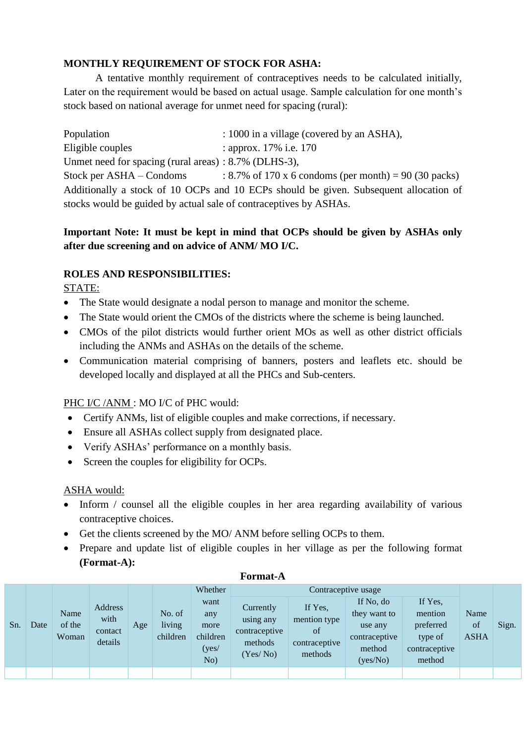**MONTHLY REQUIREMENT OF STOCK FOR ASHA:**

A tentative monthly requirement of contraceptives needs to be calculated initially, Later on the requirement would be based on actual usage. Sample calculation for one month's stock based on national average for unmet need for spacing (rural):

Population : 1000 in a village (covered by an ASHA),
Eligible couples : approx. 17% i.e. 170
Unmet need for spacing (rural areas) : 8.7% (DLHS-3),
Stock per ASHA – Condoms : 8.7% of 170 x 6 condoms (per month) = 90 (30 packs)
Additionally a stock of 10 OCPs and 10 ECPs should be given. Subsequent allocation of stocks would be guided by actual sale of contraceptives by ASHAs.

**Important Note: It must be kept in mind that OCPs should be given by ASHAs only after due screening and on advice of ANM/ MO I/C.**

**ROLES AND RESPONSIBILITIES:**

STATE:

- The State would designate a nodal person to manage and monitor the scheme.
- The State would orient the CMOs of the districts where the scheme is being launched.
- CMOs of the pilot districts would further orient MOs as well as other district officials including the ANMs and ASHAs on the details of the scheme.
- Communication material comprising of banners, posters and leaflets etc. should be developed locally and displayed at all the PHCs and Sub-centers.

PHC I/C /ANM : MO I/C of PHC would:

- Certify ANMs, list of eligible couples and make corrections, if necessary.
- Ensure all ASHAs collect supply from designated place.
- Verify ASHAs' performance on a monthly basis.
- Screen the couples for eligibility for OCPs.

ASHA would:

- Inform / counsel all the eligible couples in her area regarding availability of various contraceptive choices.
- Get the clients screened by the MO/ ANM before selling OCPs to them.
- Prepare and update list of eligible couples in her village as per the following format **(Format-A):**

**Format-A**

| Sn. | Date | Name of the Woman | Address with contact details | Age | No. of living children | Whether want any more children (yes/ No) | Contraceptive usage | | | | Name of ASHA | Sign. |
|---|---|---|---|---|---|---|---|---|---|---|---|---|
| | | | | | | | Currently using any contraceptive methods (Yes/ No) | If Yes, mention type of contraceptive methods | If No, do they want to use any contraceptive method (yes/No) | If Yes, mention preferred type of contraceptive method | | |
| | | | | | | | | | | | | |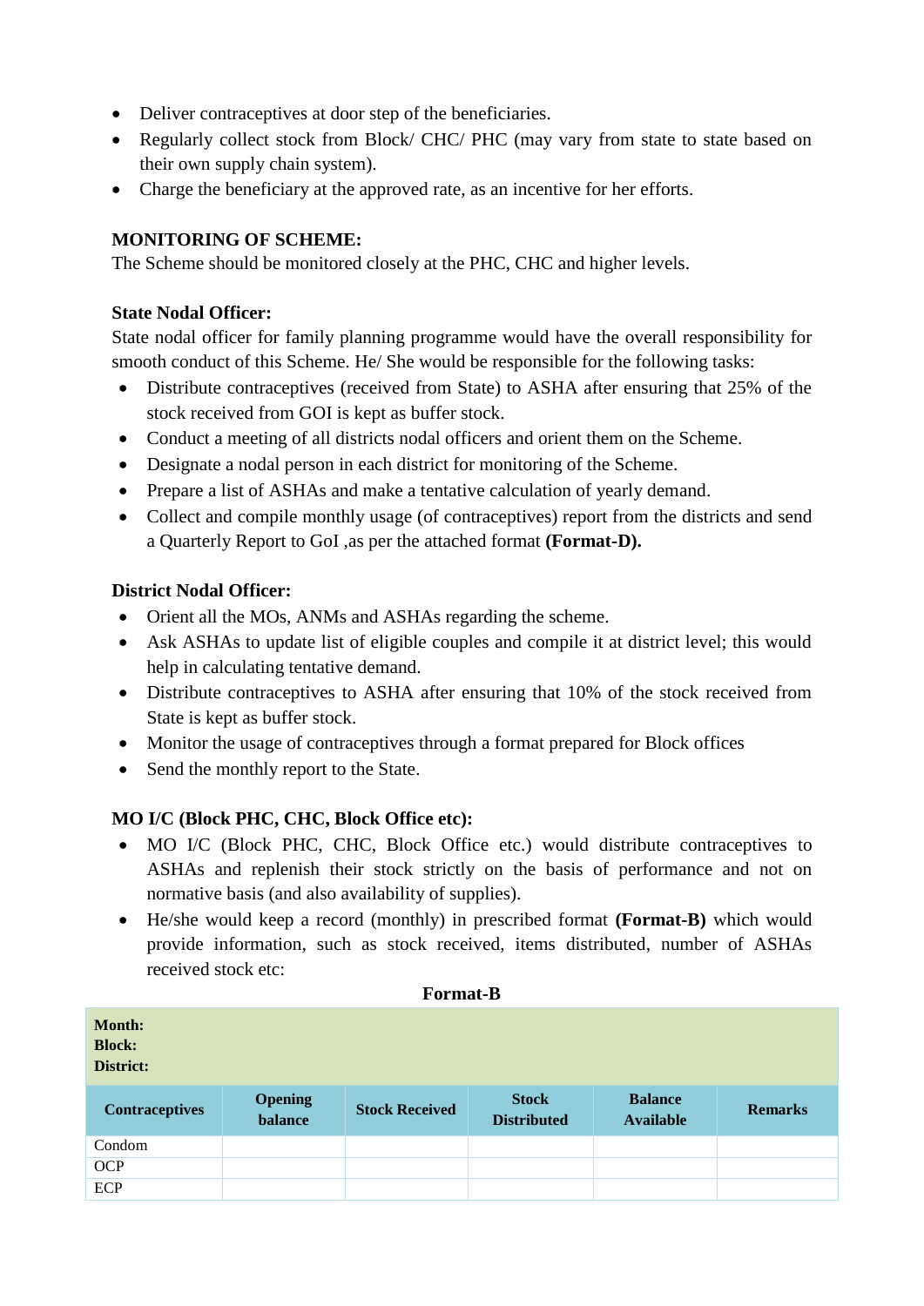- Deliver contraceptives at door step of the beneficiaries.
- Regularly collect stock from Block/ CHC/ PHC (may vary from state to state based on their own supply chain system).
- Charge the beneficiary at the approved rate, as an incentive for her efforts.

**MONITORING OF SCHEME:**

The Scheme should be monitored closely at the PHC, CHC and higher levels.

**State Nodal Officer:**

State nodal officer for family planning programme would have the overall responsibility for smooth conduct of this Scheme. He/ She would be responsible for the following tasks:

- Distribute contraceptives (received from State) to ASHA after ensuring that 25% of the stock received from GOI is kept as buffer stock.
- Conduct a meeting of all districts nodal officers and orient them on the Scheme.
- Designate a nodal person in each district for monitoring of the Scheme.
- Prepare a list of ASHAs and make a tentative calculation of yearly demand.
- Collect and compile monthly usage (of contraceptives) report from the districts and send a Quarterly Report to GoI ,as per the attached format **(Format-D).**

**District Nodal Officer:**

- Orient all the MOs, ANMs and ASHAs regarding the scheme.
- Ask ASHAs to update list of eligible couples and compile it at district level; this would help in calculating tentative demand.
- Distribute contraceptives to ASHA after ensuring that 10% of the stock received from State is kept as buffer stock.
- Monitor the usage of contraceptives through a format prepared for Block offices
- Send the monthly report to the State.

**MO I/C (Block PHC, CHC, Block Office etc):**

- MO I/C (Block PHC, CHC, Block Office etc.) would distribute contraceptives to ASHAs and replenish their stock strictly on the basis of performance and not on normative basis (and also availability of supplies).
- He/she would keep a record (monthly) in prescribed format **(Format-B)** which would provide information, such as stock received, items distributed, number of ASHAs received stock etc:

**Format-B**

**Month:**
**Block:**
**District:**

| Contraceptives | Opening balance | Stock Received | Stock Distributed | Balance Available | Remarks |
|---|---|---|---|---|---|
| Condom | | | | | |
| OCP | | | | | |
| ECP | | | | | |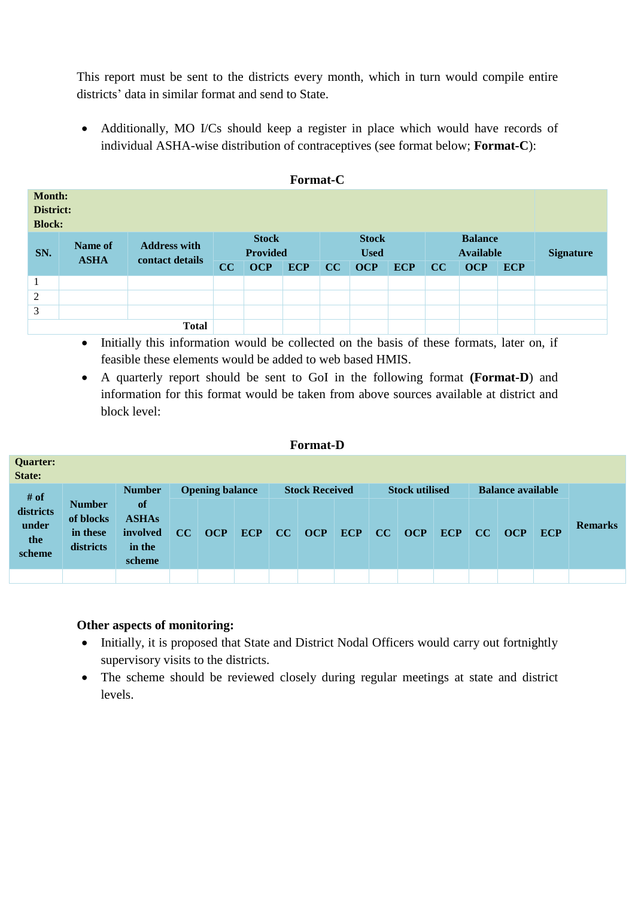This report must be sent to the districts every month, which in turn would compile entire districts' data in similar format and send to State.

- Additionally, MO I/Cs should keep a register in place which would have records of individual ASHA-wise distribution of contraceptives (see format below; **Format-C**):

**Format-C**

| **Month:**<br>**District:**<br>**Block:** | | | | | | | | | | | | | |
|---|---|---|---|---|---|---|---|---|---|---|---|---|---|
| **SN.** | **Name of ASHA** | **Address with contact details** | **Stock Provided** | | | **Stock Used** | | | **Balance Available** | | | **Signature** |
| | | | **CC** | **OCP** | **ECP** | **CC** | **OCP** | **ECP** | **CC** | **OCP** | **ECP** | |
| 1 | | | | | | | | | | | | |
| 2 | | | | | | | | | | | | |
| 3 | | | | | | | | | | | | |
| | | **Total** | | | | | | | | | | |

- Initially this information would be collected on the basis of these formats, later on, if feasible these elements would be added to web based HMIS.
- A quarterly report should be sent to GoI in the following format **(Format-D)** and information for this format would be taken from above sources available at district and block level:

**Format-D**

| **Quarter:**<br>**State:** | | | | | | | | | | | | | | | | |
|---|---|---|---|---|---|---|---|---|---|---|---|---|---|---|---|
| **# of districts under the scheme** | **Number of blocks in these districts** | **Number of ASHAs involved in the scheme** | **Opening balance** | | | **Stock Received** | | | **Stock utilised** | | | **Balance available** | | | **Remarks** |
| | | | **CC** | **OCP** | **ECP** | **CC** | **OCP** | **ECP** | **CC** | **OCP** | **ECP** | **CC** | **OCP** | **ECP** | |
| | | | | | | | | | | | | | | | |

**Other aspects of monitoring:**

- Initially, it is proposed that State and District Nodal Officers would carry out fortnightly supervisory visits to the districts.
- The scheme should be reviewed closely during regular meetings at state and district levels.